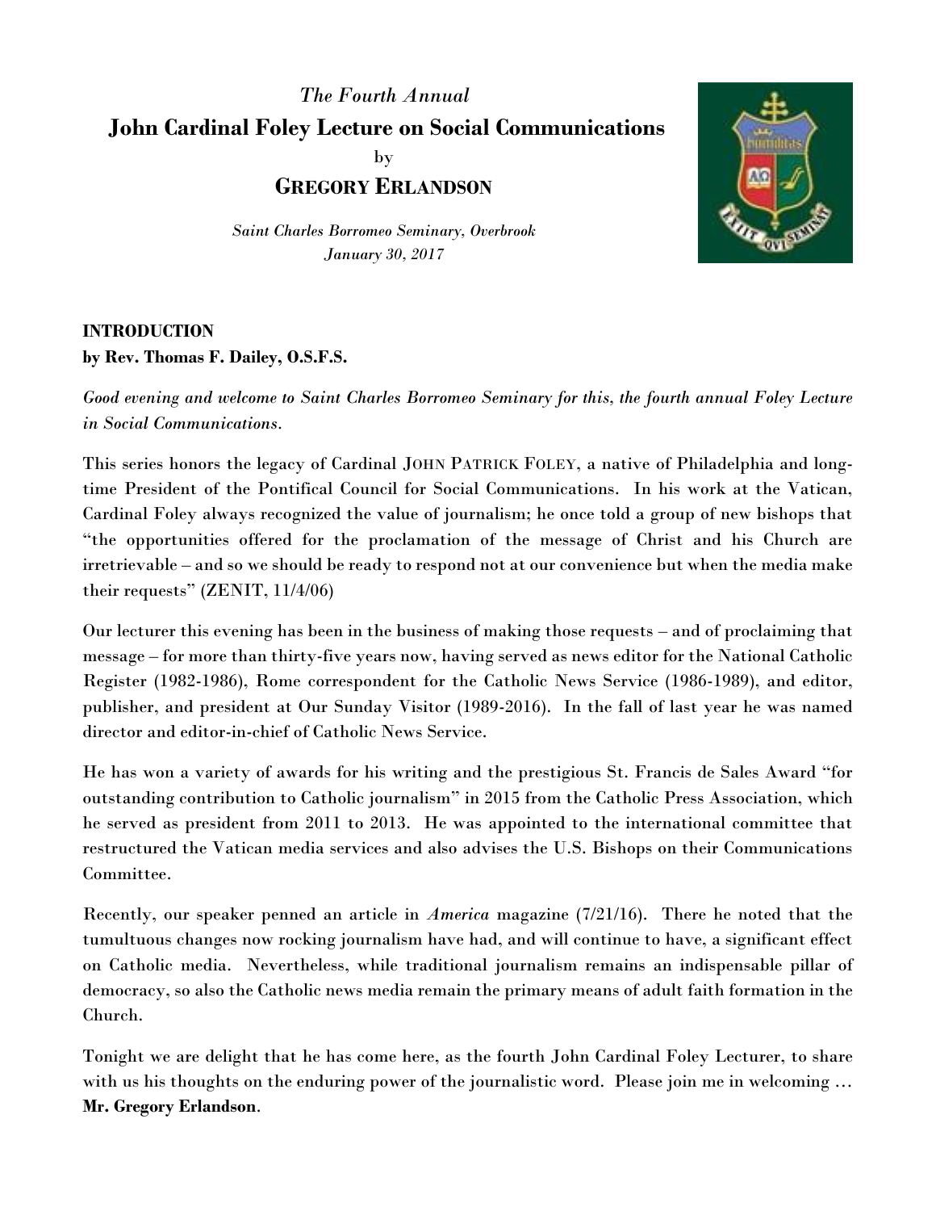*The Fourth Annual*

# John Cardinal Foley Lecture on Social Communications

by

## GREGORY ERLANDSON

*Saint Charles Borromeo Seminary, Overbrook*
*January 30, 2017*

**INTRODUCTION**
**by Rev. Thomas F. Dailey, O.S.F.S.**

*Good evening and welcome to Saint Charles Borromeo Seminary for this, the fourth annual Foley Lecture in Social Communications.*

This series honors the legacy of Cardinal JOHN PATRICK FOLEY, a native of Philadelphia and long-time President of the Pontifical Council for Social Communications. In his work at the Vatican, Cardinal Foley always recognized the value of journalism; he once told a group of new bishops that "the opportunities offered for the proclamation of the message of Christ and his Church are irretrievable – and so we should be ready to respond not at our convenience but when the media make their requests" (ZENIT, 11/4/06)

Our lecturer this evening has been in the business of making those requests – and of proclaiming that message – for more than thirty-five years now, having served as news editor for the National Catholic Register (1982-1986), Rome correspondent for the Catholic News Service (1986-1989), and editor, publisher, and president at Our Sunday Visitor (1989-2016). In the fall of last year he was named director and editor-in-chief of Catholic News Service.

He has won a variety of awards for his writing and the prestigious St. Francis de Sales Award "for outstanding contribution to Catholic journalism" in 2015 from the Catholic Press Association, which he served as president from 2011 to 2013. He was appointed to the international committee that restructured the Vatican media services and also advises the U.S. Bishops on their Communications Committee.

Recently, our speaker penned an article in *America* magazine (7/21/16). There he noted that the tumultuous changes now rocking journalism have had, and will continue to have, a significant effect on Catholic media. Nevertheless, while traditional journalism remains an indispensable pillar of democracy, so also the Catholic news media remain the primary means of adult faith formation in the Church.

Tonight we are delight that he has come here, as the fourth John Cardinal Foley Lecturer, to share with us his thoughts on the enduring power of the journalistic word. Please join me in welcoming … **Mr. Gregory Erlandson**.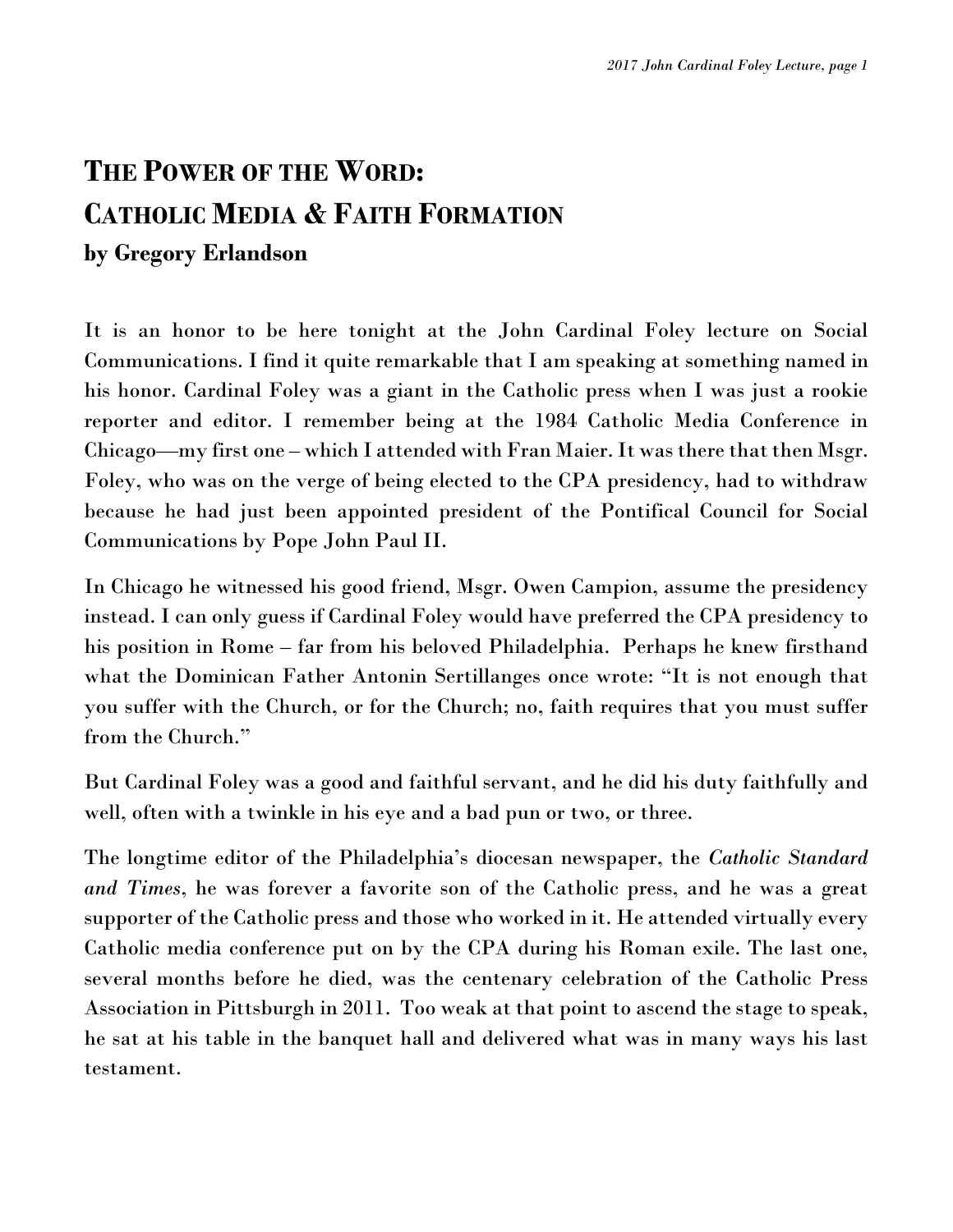# THE POWER OF THE WORD: CATHOLIC MEDIA & FAITH FORMATION

**by Gregory Erlandson**

It is an honor to be here tonight at the John Cardinal Foley lecture on Social Communications. I find it quite remarkable that I am speaking at something named in his honor. Cardinal Foley was a giant in the Catholic press when I was just a rookie reporter and editor. I remember being at the 1984 Catholic Media Conference in Chicago—my first one – which I attended with Fran Maier. It was there that then Msgr. Foley, who was on the verge of being elected to the CPA presidency, had to withdraw because he had just been appointed president of the Pontifical Council for Social Communications by Pope John Paul II.

In Chicago he witnessed his good friend, Msgr. Owen Campion, assume the presidency instead. I can only guess if Cardinal Foley would have preferred the CPA presidency to his position in Rome – far from his beloved Philadelphia. Perhaps he knew firsthand what the Dominican Father Antonin Sertillanges once wrote: "It is not enough that you suffer with the Church, or for the Church; no, faith requires that you must suffer from the Church."

But Cardinal Foley was a good and faithful servant, and he did his duty faithfully and well, often with a twinkle in his eye and a bad pun or two, or three.

The longtime editor of the Philadelphia's diocesan newspaper, the *Catholic Standard and Times*, he was forever a favorite son of the Catholic press, and he was a great supporter of the Catholic press and those who worked in it. He attended virtually every Catholic media conference put on by the CPA during his Roman exile. The last one, several months before he died, was the centenary celebration of the Catholic Press Association in Pittsburgh in 2011. Too weak at that point to ascend the stage to speak, he sat at his table in the banquet hall and delivered what was in many ways his last testament.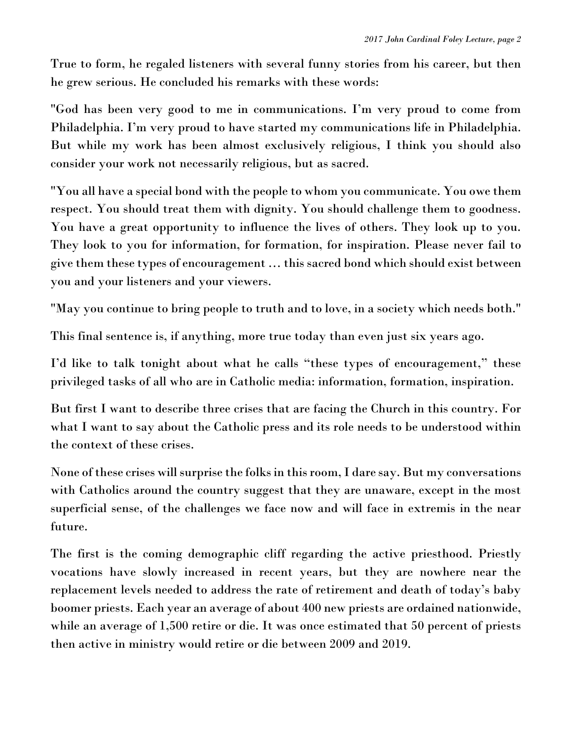True to form, he regaled listeners with several funny stories from his career, but then he grew serious. He concluded his remarks with these words:

"God has been very good to me in communications. I'm very proud to come from Philadelphia. I'm very proud to have started my communications life in Philadelphia. But while my work has been almost exclusively religious, I think you should also consider your work not necessarily religious, but as sacred.

"You all have a special bond with the people to whom you communicate. You owe them respect. You should treat them with dignity. You should challenge them to goodness. You have a great opportunity to influence the lives of others. They look up to you. They look to you for information, for formation, for inspiration. Please never fail to give them these types of encouragement … this sacred bond which should exist between you and your listeners and your viewers.

"May you continue to bring people to truth and to love, in a society which needs both."

This final sentence is, if anything, more true today than even just six years ago.

I'd like to talk tonight about what he calls "these types of encouragement," these privileged tasks of all who are in Catholic media: information, formation, inspiration.

But first I want to describe three crises that are facing the Church in this country. For what I want to say about the Catholic press and its role needs to be understood within the context of these crises.

None of these crises will surprise the folks in this room, I dare say. But my conversations with Catholics around the country suggest that they are unaware, except in the most superficial sense, of the challenges we face now and will face in extremis in the near future.

The first is the coming demographic cliff regarding the active priesthood. Priestly vocations have slowly increased in recent years, but they are nowhere near the replacement levels needed to address the rate of retirement and death of today's baby boomer priests. Each year an average of about 400 new priests are ordained nationwide, while an average of 1,500 retire or die. It was once estimated that 50 percent of priests then active in ministry would retire or die between 2009 and 2019.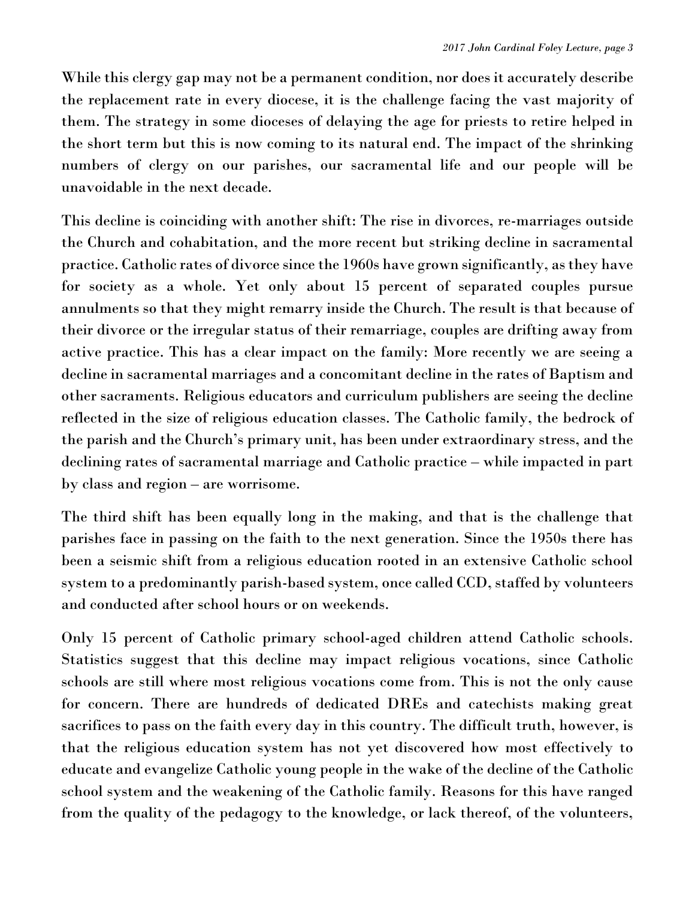While this clergy gap may not be a permanent condition, nor does it accurately describe the replacement rate in every diocese, it is the challenge facing the vast majority of them. The strategy in some dioceses of delaying the age for priests to retire helped in the short term but this is now coming to its natural end. The impact of the shrinking numbers of clergy on our parishes, our sacramental life and our people will be unavoidable in the next decade.

This decline is coinciding with another shift: The rise in divorces, re-marriages outside the Church and cohabitation, and the more recent but striking decline in sacramental practice. Catholic rates of divorce since the 1960s have grown significantly, as they have for society as a whole. Yet only about 15 percent of separated couples pursue annulments so that they might remarry inside the Church. The result is that because of their divorce or the irregular status of their remarriage, couples are drifting away from active practice. This has a clear impact on the family: More recently we are seeing a decline in sacramental marriages and a concomitant decline in the rates of Baptism and other sacraments. Religious educators and curriculum publishers are seeing the decline reflected in the size of religious education classes. The Catholic family, the bedrock of the parish and the Church's primary unit, has been under extraordinary stress, and the declining rates of sacramental marriage and Catholic practice – while impacted in part by class and region – are worrisome.

The third shift has been equally long in the making, and that is the challenge that parishes face in passing on the faith to the next generation. Since the 1950s there has been a seismic shift from a religious education rooted in an extensive Catholic school system to a predominantly parish-based system, once called CCD, staffed by volunteers and conducted after school hours or on weekends.

Only 15 percent of Catholic primary school-aged children attend Catholic schools. Statistics suggest that this decline may impact religious vocations, since Catholic schools are still where most religious vocations come from. This is not the only cause for concern. There are hundreds of dedicated DREs and catechists making great sacrifices to pass on the faith every day in this country. The difficult truth, however, is that the religious education system has not yet discovered how most effectively to educate and evangelize Catholic young people in the wake of the decline of the Catholic school system and the weakening of the Catholic family. Reasons for this have ranged from the quality of the pedagogy to the knowledge, or lack thereof, of the volunteers,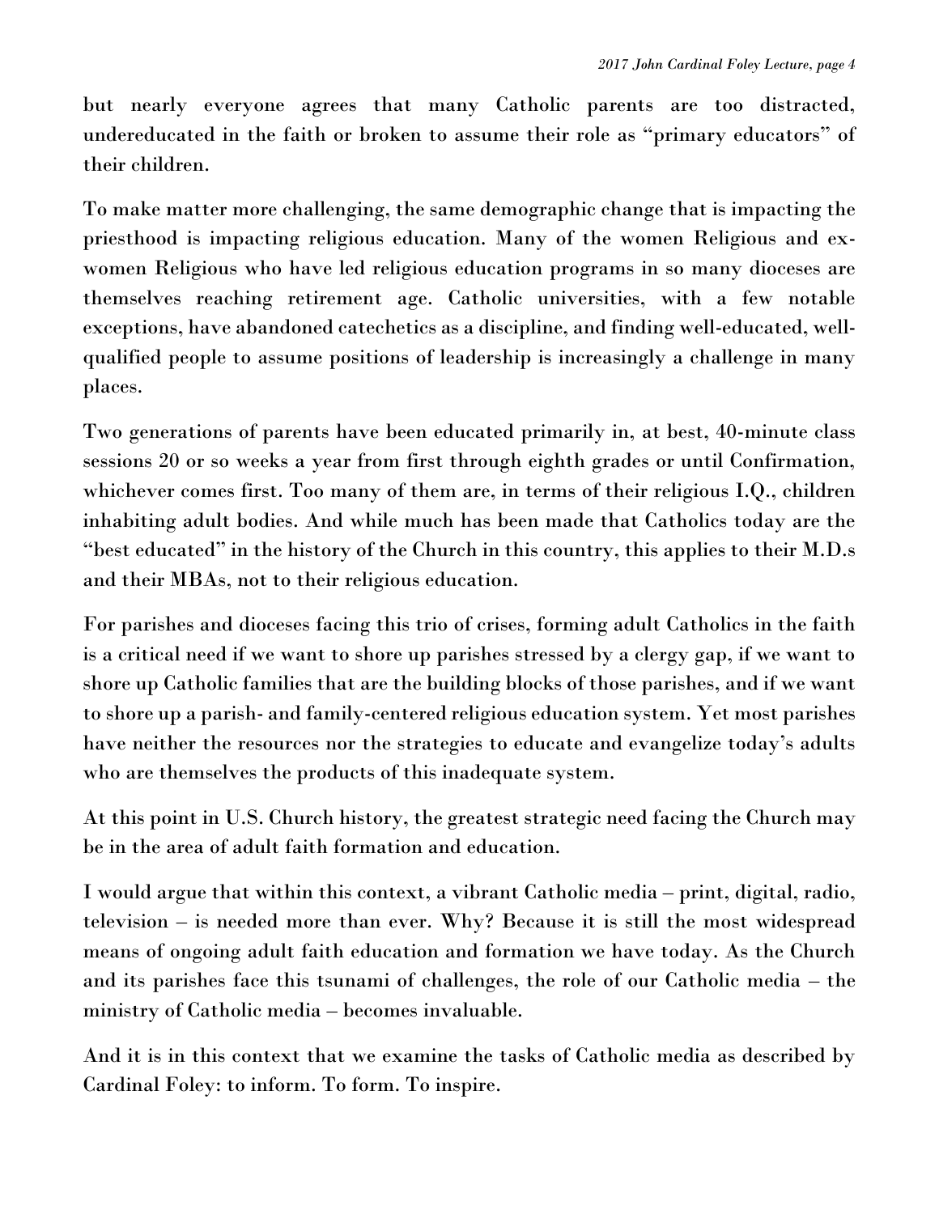but nearly everyone agrees that many Catholic parents are too distracted, undereducated in the faith or broken to assume their role as "primary educators" of their children.

To make matter more challenging, the same demographic change that is impacting the priesthood is impacting religious education. Many of the women Religious and ex-women Religious who have led religious education programs in so many dioceses are themselves reaching retirement age. Catholic universities, with a few notable exceptions, have abandoned catechetics as a discipline, and finding well-educated, well-qualified people to assume positions of leadership is increasingly a challenge in many places.

Two generations of parents have been educated primarily in, at best, 40-minute class sessions 20 or so weeks a year from first through eighth grades or until Confirmation, whichever comes first. Too many of them are, in terms of their religious I.Q., children inhabiting adult bodies. And while much has been made that Catholics today are the "best educated" in the history of the Church in this country, this applies to their M.D.s and their MBAs, not to their religious education.

For parishes and dioceses facing this trio of crises, forming adult Catholics in the faith is a critical need if we want to shore up parishes stressed by a clergy gap, if we want to shore up Catholic families that are the building blocks of those parishes, and if we want to shore up a parish- and family-centered religious education system. Yet most parishes have neither the resources nor the strategies to educate and evangelize today's adults who are themselves the products of this inadequate system.

At this point in U.S. Church history, the greatest strategic need facing the Church may be in the area of adult faith formation and education.

I would argue that within this context, a vibrant Catholic media – print, digital, radio, television – is needed more than ever. Why? Because it is still the most widespread means of ongoing adult faith education and formation we have today. As the Church and its parishes face this tsunami of challenges, the role of our Catholic media – the ministry of Catholic media – becomes invaluable.

And it is in this context that we examine the tasks of Catholic media as described by Cardinal Foley: to inform. To form. To inspire.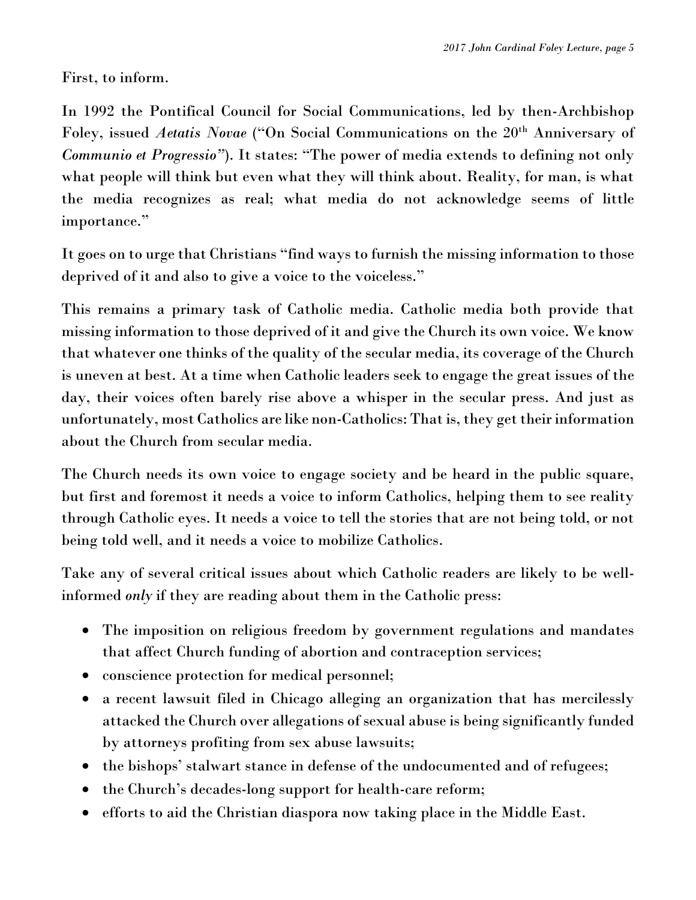First, to inform.

In 1992 the Pontifical Council for Social Communications, led by then-Archbishop Foley, issued *Aetatis Novae* ("On Social Communications on the 20th Anniversary of *Communio et Progressio*"). It states: "The power of media extends to defining not only what people will think but even what they will think about. Reality, for man, is what the media recognizes as real; what media do not acknowledge seems of little importance."

It goes on to urge that Christians "find ways to furnish the missing information to those deprived of it and also to give a voice to the voiceless."

This remains a primary task of Catholic media. Catholic media both provide that missing information to those deprived of it and give the Church its own voice. We know that whatever one thinks of the quality of the secular media, its coverage of the Church is uneven at best. At a time when Catholic leaders seek to engage the great issues of the day, their voices often barely rise above a whisper in the secular press. And just as unfortunately, most Catholics are like non-Catholics: That is, they get their information about the Church from secular media.

The Church needs its own voice to engage society and be heard in the public square, but first and foremost it needs a voice to inform Catholics, helping them to see reality through Catholic eyes. It needs a voice to tell the stories that are not being told, or not being told well, and it needs a voice to mobilize Catholics.

Take any of several critical issues about which Catholic readers are likely to be well-informed *only* if they are reading about them in the Catholic press:

- The imposition on religious freedom by government regulations and mandates that affect Church funding of abortion and contraception services;
- conscience protection for medical personnel;
- a recent lawsuit filed in Chicago alleging an organization that has mercilessly attacked the Church over allegations of sexual abuse is being significantly funded by attorneys profiting from sex abuse lawsuits;
- the bishops' stalwart stance in defense of the undocumented and of refugees;
- the Church's decades-long support for health-care reform;
- efforts to aid the Christian diaspora now taking place in the Middle East.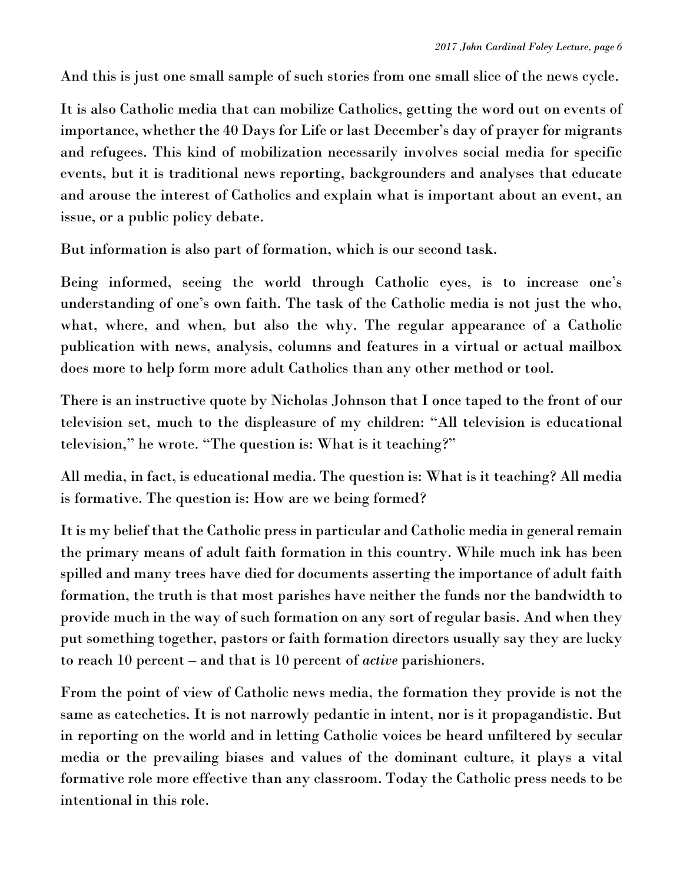And this is just one small sample of such stories from one small slice of the news cycle.

It is also Catholic media that can mobilize Catholics, getting the word out on events of importance, whether the 40 Days for Life or last December's day of prayer for migrants and refugees. This kind of mobilization necessarily involves social media for specific events, but it is traditional news reporting, backgrounders and analyses that educate and arouse the interest of Catholics and explain what is important about an event, an issue, or a public policy debate.

But information is also part of formation, which is our second task.

Being informed, seeing the world through Catholic eyes, is to increase one's understanding of one's own faith. The task of the Catholic media is not just the who, what, where, and when, but also the why. The regular appearance of a Catholic publication with news, analysis, columns and features in a virtual or actual mailbox does more to help form more adult Catholics than any other method or tool.

There is an instructive quote by Nicholas Johnson that I once taped to the front of our television set, much to the displeasure of my children: "All television is educational television," he wrote. "The question is: What is it teaching?"

All media, in fact, is educational media. The question is: What is it teaching? All media is formative. The question is: How are we being formed?

It is my belief that the Catholic press in particular and Catholic media in general remain the primary means of adult faith formation in this country. While much ink has been spilled and many trees have died for documents asserting the importance of adult faith formation, the truth is that most parishes have neither the funds nor the bandwidth to provide much in the way of such formation on any sort of regular basis. And when they put something together, pastors or faith formation directors usually say they are lucky to reach 10 percent – and that is 10 percent of *active* parishioners.

From the point of view of Catholic news media, the formation they provide is not the same as catechetics. It is not narrowly pedantic in intent, nor is it propagandistic. But in reporting on the world and in letting Catholic voices be heard unfiltered by secular media or the prevailing biases and values of the dominant culture, it plays a vital formative role more effective than any classroom. Today the Catholic press needs to be intentional in this role.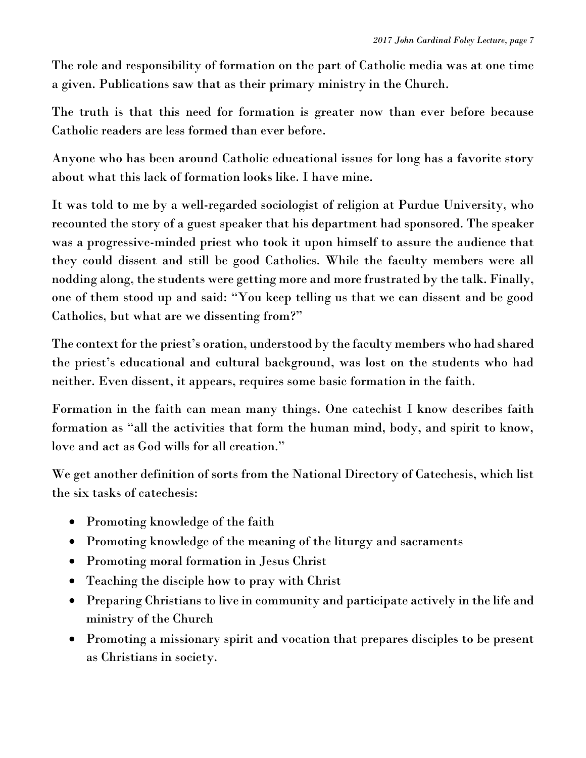The role and responsibility of formation on the part of Catholic media was at one time a given. Publications saw that as their primary ministry in the Church.

The truth is that this need for formation is greater now than ever before because Catholic readers are less formed than ever before.

Anyone who has been around Catholic educational issues for long has a favorite story about what this lack of formation looks like. I have mine.

It was told to me by a well-regarded sociologist of religion at Purdue University, who recounted the story of a guest speaker that his department had sponsored. The speaker was a progressive-minded priest who took it upon himself to assure the audience that they could dissent and still be good Catholics. While the faculty members were all nodding along, the students were getting more and more frustrated by the talk. Finally, one of them stood up and said: "You keep telling us that we can dissent and be good Catholics, but what are we dissenting from?"

The context for the priest's oration, understood by the faculty members who had shared the priest's educational and cultural background, was lost on the students who had neither. Even dissent, it appears, requires some basic formation in the faith.

Formation in the faith can mean many things. One catechist I know describes faith formation as "all the activities that form the human mind, body, and spirit to know, love and act as God wills for all creation."

We get another definition of sorts from the National Directory of Catechesis, which list the six tasks of catechesis:

- Promoting knowledge of the faith
- Promoting knowledge of the meaning of the liturgy and sacraments
- Promoting moral formation in Jesus Christ
- Teaching the disciple how to pray with Christ
- Preparing Christians to live in community and participate actively in the life and ministry of the Church
- Promoting a missionary spirit and vocation that prepares disciples to be present as Christians in society.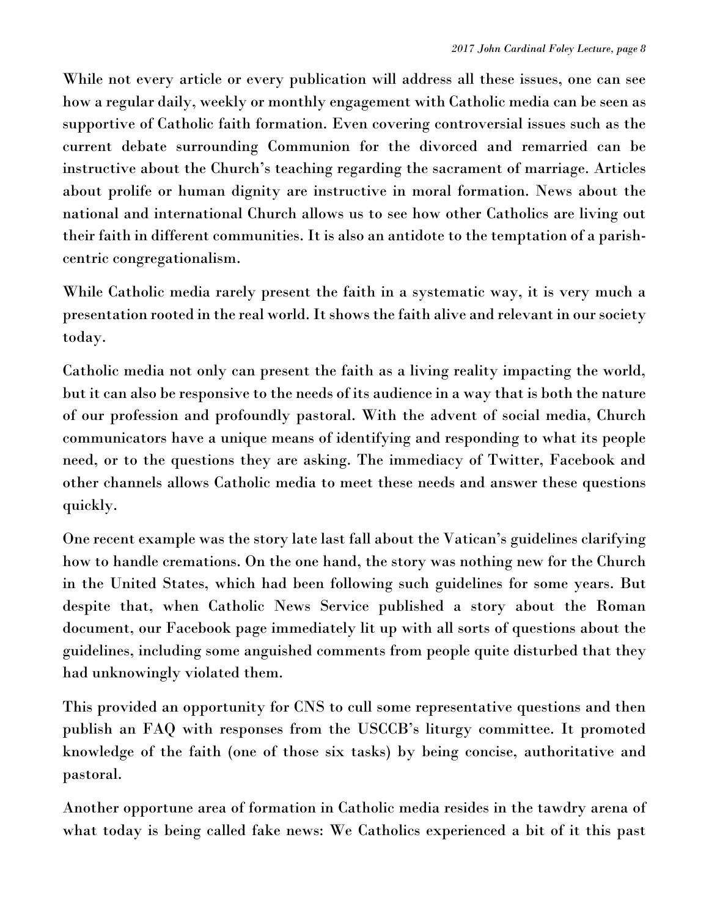While not every article or every publication will address all these issues, one can see how a regular daily, weekly or monthly engagement with Catholic media can be seen as supportive of Catholic faith formation. Even covering controversial issues such as the current debate surrounding Communion for the divorced and remarried can be instructive about the Church's teaching regarding the sacrament of marriage. Articles about prolife or human dignity are instructive in moral formation. News about the national and international Church allows us to see how other Catholics are living out their faith in different communities. It is also an antidote to the temptation of a parish-centric congregationalism.

While Catholic media rarely present the faith in a systematic way, it is very much a presentation rooted in the real world. It shows the faith alive and relevant in our society today.

Catholic media not only can present the faith as a living reality impacting the world, but it can also be responsive to the needs of its audience in a way that is both the nature of our profession and profoundly pastoral. With the advent of social media, Church communicators have a unique means of identifying and responding to what its people need, or to the questions they are asking. The immediacy of Twitter, Facebook and other channels allows Catholic media to meet these needs and answer these questions quickly.

One recent example was the story late last fall about the Vatican's guidelines clarifying how to handle cremations. On the one hand, the story was nothing new for the Church in the United States, which had been following such guidelines for some years. But despite that, when Catholic News Service published a story about the Roman document, our Facebook page immediately lit up with all sorts of questions about the guidelines, including some anguished comments from people quite disturbed that they had unknowingly violated them.

This provided an opportunity for CNS to cull some representative questions and then publish an FAQ with responses from the USCCB's liturgy committee. It promoted knowledge of the faith (one of those six tasks) by being concise, authoritative and pastoral.

Another opportune area of formation in Catholic media resides in the tawdry arena of what today is being called fake news: We Catholics experienced a bit of it this past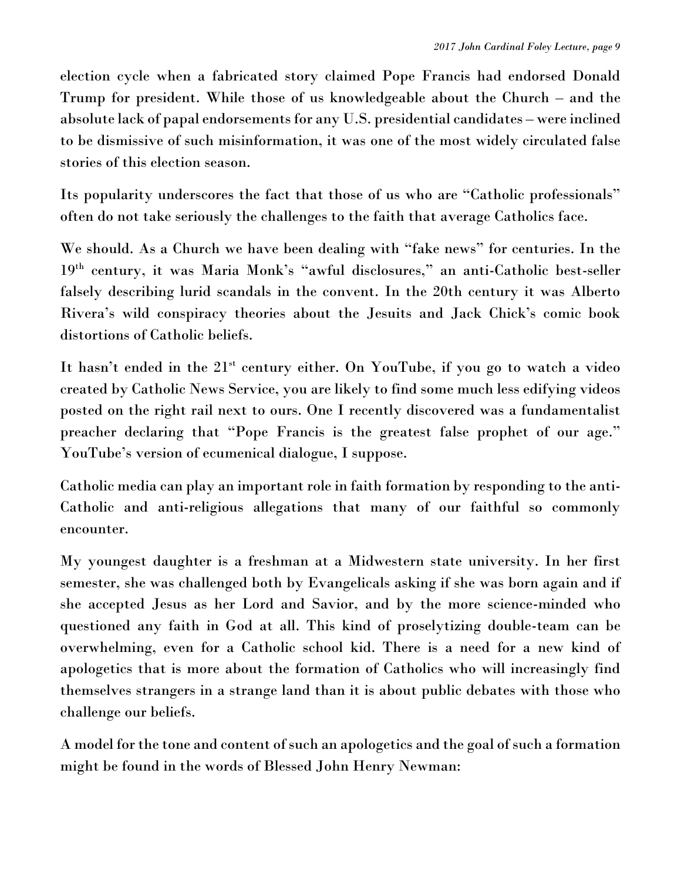election cycle when a fabricated story claimed Pope Francis had endorsed Donald Trump for president. While those of us knowledgeable about the Church – and the absolute lack of papal endorsements for any U.S. presidential candidates – were inclined to be dismissive of such misinformation, it was one of the most widely circulated false stories of this election season.

Its popularity underscores the fact that those of us who are "Catholic professionals" often do not take seriously the challenges to the faith that average Catholics face.

We should. As a Church we have been dealing with "fake news" for centuries. In the 19th century, it was Maria Monk's "awful disclosures," an anti-Catholic best-seller falsely describing lurid scandals in the convent. In the 20th century it was Alberto Rivera's wild conspiracy theories about the Jesuits and Jack Chick's comic book distortions of Catholic beliefs.

It hasn't ended in the 21st century either. On YouTube, if you go to watch a video created by Catholic News Service, you are likely to find some much less edifying videos posted on the right rail next to ours. One I recently discovered was a fundamentalist preacher declaring that "Pope Francis is the greatest false prophet of our age." YouTube's version of ecumenical dialogue, I suppose.

Catholic media can play an important role in faith formation by responding to the anti-Catholic and anti-religious allegations that many of our faithful so commonly encounter.

My youngest daughter is a freshman at a Midwestern state university. In her first semester, she was challenged both by Evangelicals asking if she was born again and if she accepted Jesus as her Lord and Savior, and by the more science-minded who questioned any faith in God at all. This kind of proselytizing double-team can be overwhelming, even for a Catholic school kid. There is a need for a new kind of apologetics that is more about the formation of Catholics who will increasingly find themselves strangers in a strange land than it is about public debates with those who challenge our beliefs.

A model for the tone and content of such an apologetics and the goal of such a formation might be found in the words of Blessed John Henry Newman: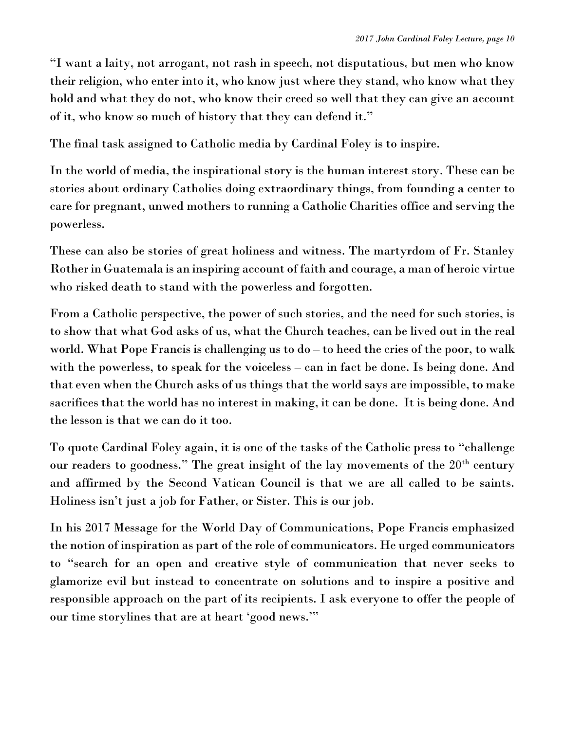"I want a laity, not arrogant, not rash in speech, not disputatious, but men who know their religion, who enter into it, who know just where they stand, who know what they hold and what they do not, who know their creed so well that they can give an account of it, who know so much of history that they can defend it."

The final task assigned to Catholic media by Cardinal Foley is to inspire.

In the world of media, the inspirational story is the human interest story. These can be stories about ordinary Catholics doing extraordinary things, from founding a center to care for pregnant, unwed mothers to running a Catholic Charities office and serving the powerless.

These can also be stories of great holiness and witness. The martyrdom of Fr. Stanley Rother in Guatemala is an inspiring account of faith and courage, a man of heroic virtue who risked death to stand with the powerless and forgotten.

From a Catholic perspective, the power of such stories, and the need for such stories, is to show that what God asks of us, what the Church teaches, can be lived out in the real world. What Pope Francis is challenging us to do – to heed the cries of the poor, to walk with the powerless, to speak for the voiceless – can in fact be done. Is being done. And that even when the Church asks of us things that the world says are impossible, to make sacrifices that the world has no interest in making, it can be done. It is being done. And the lesson is that we can do it too.

To quote Cardinal Foley again, it is one of the tasks of the Catholic press to "challenge our readers to goodness." The great insight of the lay movements of the 20th century and affirmed by the Second Vatican Council is that we are all called to be saints. Holiness isn't just a job for Father, or Sister. This is our job.

In his 2017 Message for the World Day of Communications, Pope Francis emphasized the notion of inspiration as part of the role of communicators. He urged communicators to "search for an open and creative style of communication that never seeks to glamorize evil but instead to concentrate on solutions and to inspire a positive and responsible approach on the part of its recipients. I ask everyone to offer the people of our time storylines that are at heart 'good news.'"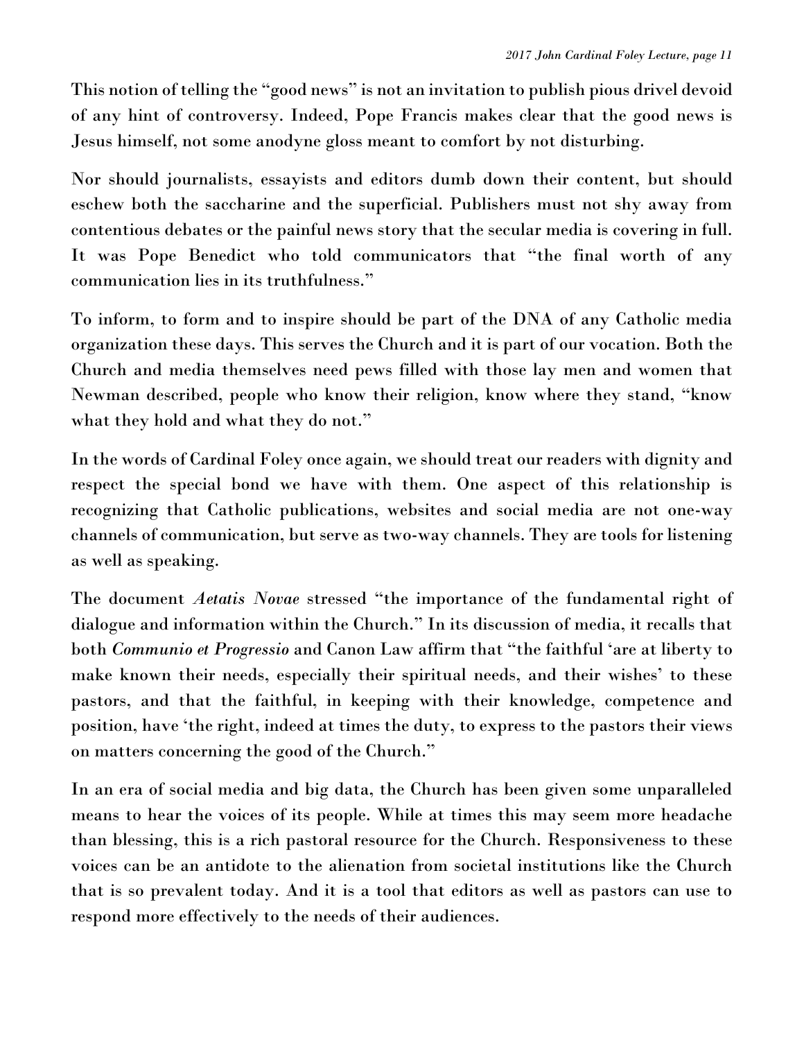This notion of telling the "good news" is not an invitation to publish pious drivel devoid of any hint of controversy. Indeed, Pope Francis makes clear that the good news is Jesus himself, not some anodyne gloss meant to comfort by not disturbing.

Nor should journalists, essayists and editors dumb down their content, but should eschew both the saccharine and the superficial. Publishers must not shy away from contentious debates or the painful news story that the secular media is covering in full. It was Pope Benedict who told communicators that "the final worth of any communication lies in its truthfulness."

To inform, to form and to inspire should be part of the DNA of any Catholic media organization these days. This serves the Church and it is part of our vocation. Both the Church and media themselves need pews filled with those lay men and women that Newman described, people who know their religion, know where they stand, "know what they hold and what they do not."

In the words of Cardinal Foley once again, we should treat our readers with dignity and respect the special bond we have with them. One aspect of this relationship is recognizing that Catholic publications, websites and social media are not one-way channels of communication, but serve as two-way channels. They are tools for listening as well as speaking.

The document *Aetatis Novae* stressed "the importance of the fundamental right of dialogue and information within the Church." In its discussion of media, it recalls that both *Communio et Progressio* and Canon Law affirm that "the faithful 'are at liberty to make known their needs, especially their spiritual needs, and their wishes' to these pastors, and that the faithful, in keeping with their knowledge, competence and position, have 'the right, indeed at times the duty, to express to the pastors their views on matters concerning the good of the Church."

In an era of social media and big data, the Church has been given some unparalleled means to hear the voices of its people. While at times this may seem more headache than blessing, this is a rich pastoral resource for the Church. Responsiveness to these voices can be an antidote to the alienation from societal institutions like the Church that is so prevalent today. And it is a tool that editors as well as pastors can use to respond more effectively to the needs of their audiences.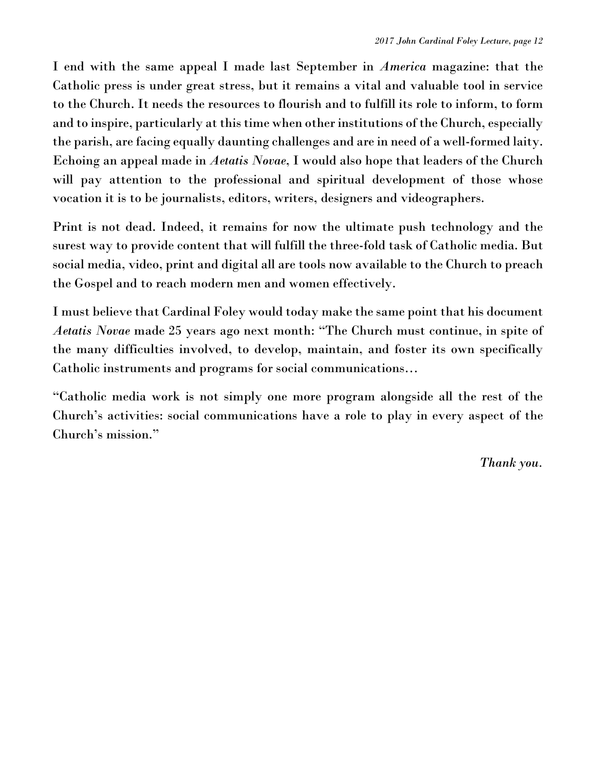I end with the same appeal I made last September in *America* magazine: that the Catholic press is under great stress, but it remains a vital and valuable tool in service to the Church. It needs the resources to flourish and to fulfill its role to inform, to form and to inspire, particularly at this time when other institutions of the Church, especially the parish, are facing equally daunting challenges and are in need of a well-formed laity. Echoing an appeal made in *Aetatis Novae*, I would also hope that leaders of the Church will pay attention to the professional and spiritual development of those whose vocation it is to be journalists, editors, writers, designers and videographers.

Print is not dead. Indeed, it remains for now the ultimate push technology and the surest way to provide content that will fulfill the three-fold task of Catholic media. But social media, video, print and digital all are tools now available to the Church to preach the Gospel and to reach modern men and women effectively.

I must believe that Cardinal Foley would today make the same point that his document *Aetatis Novae* made 25 years ago next month: "The Church must continue, in spite of the many difficulties involved, to develop, maintain, and foster its own specifically Catholic instruments and programs for social communications…

"Catholic media work is not simply one more program alongside all the rest of the Church's activities: social communications have a role to play in every aspect of the Church's mission."

*Thank you.*